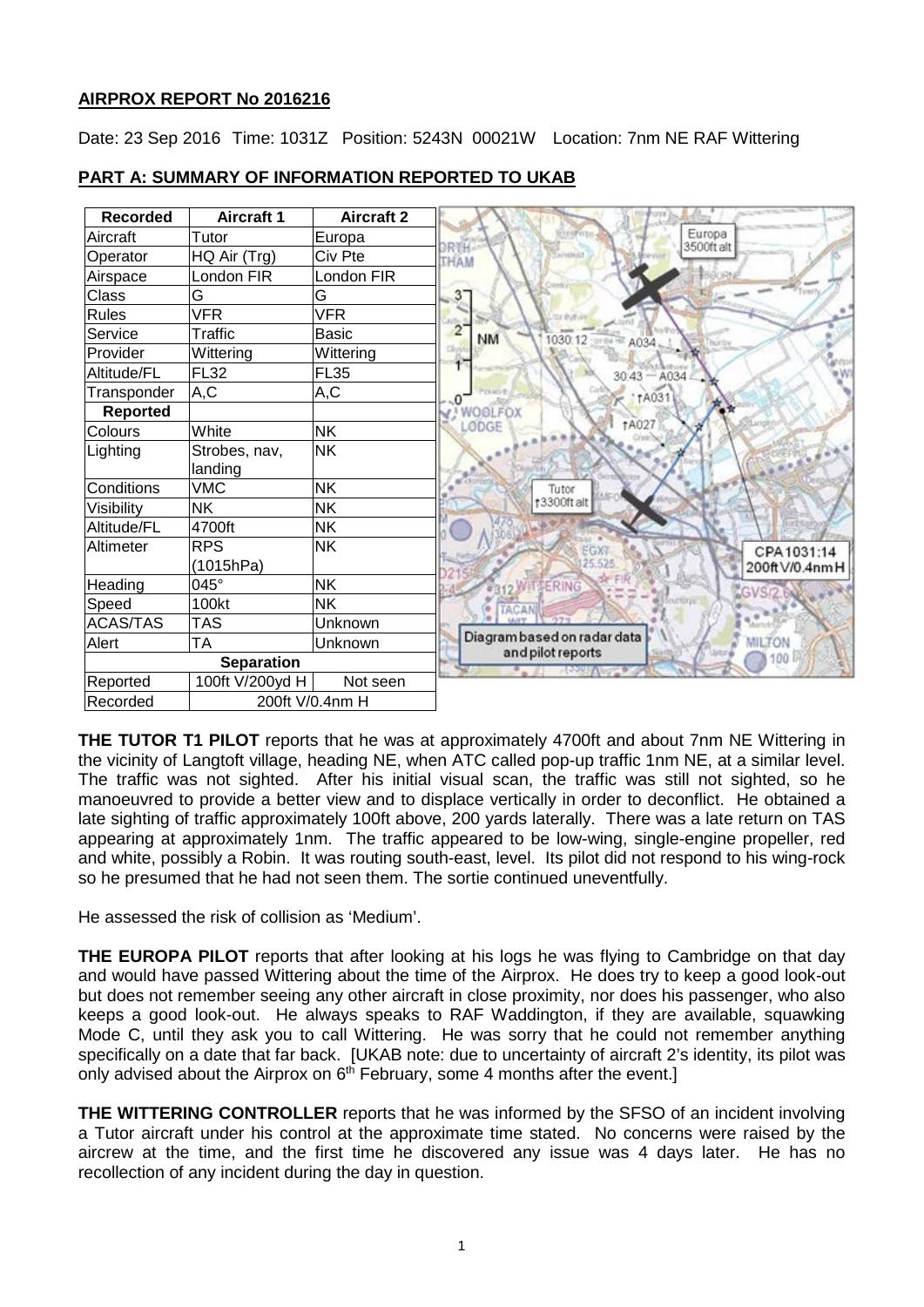## AIRPROX REPORT No 2016216

Date: 23 Sep 2016 Time: 1031Z Position: 5243N 00021W Location: 7nm NE RAF Wittering

### PART A: SUMMARY OF INFORMATION REPORTED TO UKAB

| Recorded | Aircraft 1 | Aircraft 2 |
|---|---|---|
| Aircraft | Tutor | Europa |
| Operator | HQ Air (Trg) | Civ Pte |
| Airspace | London FIR | London FIR |
| Class | G | G |
| Rules | VFR | VFR |
| Service | Traffic | Basic |
| Provider | Wittering | Wittering |
| Altitude/FL | FL32 | FL35 |
| Transponder | A,C | A,C |
| **Reported** | | |
| Colours | White | NK |
| Lighting | Strobes, nav, landing | NK |
| Conditions | VMC | NK |
| Visibility | NK | NK |
| Altitude/FL | 4700ft | NK |
| Altimeter | RPS (1015hPa) | NK |
| Heading | 045° | NK |
| Speed | 100kt | NK |
| ACAS/TAS | TAS | Unknown |
| Alert | TA | Unknown |
| **Separation** | | |
| Reported | 100ft V/200yd H | Not seen |
| Recorded | 200ft V/0.4nm H | |

Diagram based on radar data and pilot reports

**THE TUTOR T1 PILOT** reports that he was at approximately 4700ft and about 7nm NE Wittering in the vicinity of Langtoft village, heading NE, when ATC called pop-up traffic 1nm NE, at a similar level. The traffic was not sighted. After his initial visual scan, the traffic was still not sighted, so he manoeuvred to provide a better view and to displace vertically in order to deconflict. He obtained a late sighting of traffic approximately 100ft above, 200 yards laterally. There was a late return on TAS appearing at approximately 1nm. The traffic appeared to be low-wing, single-engine propeller, red and white, possibly a Robin. It was routing south-east, level. Its pilot did not respond to his wing-rock so he presumed that he had not seen them. The sortie continued uneventfully.

He assessed the risk of collision as 'Medium'.

**THE EUROPA PILOT** reports that after looking at his logs he was flying to Cambridge on that day and would have passed Wittering about the time of the Airprox. He does try to keep a good look-out but does not remember seeing any other aircraft in close proximity, nor does his passenger, who also keeps a good look-out. He always speaks to RAF Waddington, if they are available, squawking Mode C, until they ask you to call Wittering. He was sorry that he could not remember anything specifically on a date that far back. [UKAB note: due to uncertainty of aircraft 2's identity, its pilot was only advised about the Airprox on 6th February, some 4 months after the event.]

**THE WITTERING CONTROLLER** reports that he was informed by the SFSO of an incident involving a Tutor aircraft under his control at the approximate time stated. No concerns were raised by the aircrew at the time, and the first time he discovered any issue was 4 days later. He has no recollection of any incident during the day in question.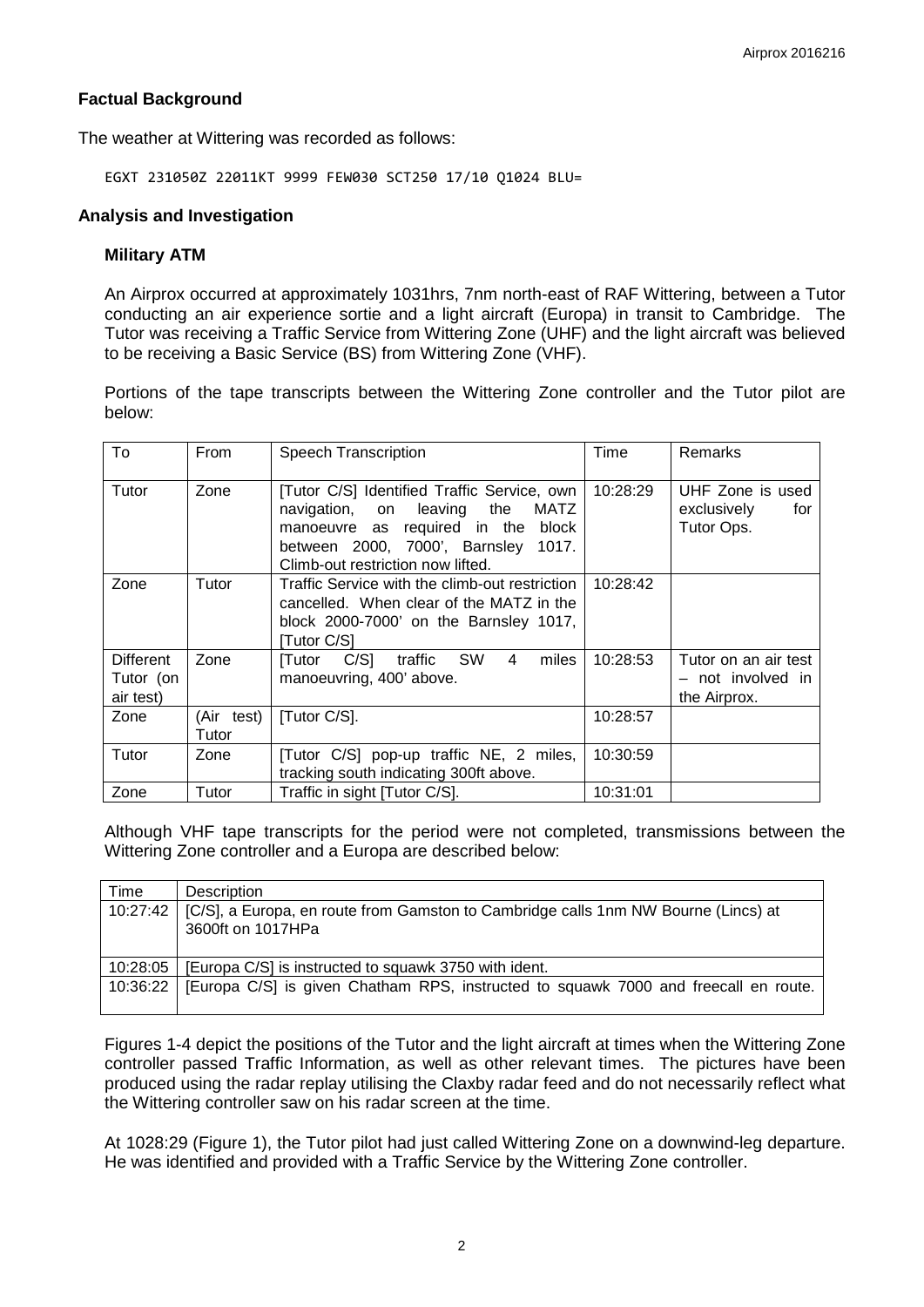## Factual Background

The weather at Wittering was recorded as follows:

```
EGXT 231050Z 22011KT 9999 FEW030 SCT250 17/10 Q1024 BLU=
```

## Analysis and Investigation

### Military ATM

An Airprox occurred at approximately 1031hrs, 7nm north-east of RAF Wittering, between a Tutor conducting an air experience sortie and a light aircraft (Europa) in transit to Cambridge. The Tutor was receiving a Traffic Service from Wittering Zone (UHF) and the light aircraft was believed to be receiving a Basic Service (BS) from Wittering Zone (VHF).

Portions of the tape transcripts between the Wittering Zone controller and the Tutor pilot are below:

| To | From | Speech Transcription | Time | Remarks |
|---|---|---|---|---|
| Tutor | Zone | [Tutor C/S] Identified Traffic Service, own navigation, on leaving the MATZ manoeuvre as required in the block between 2000, 7000', Barnsley 1017. Climb-out restriction now lifted. | 10:28:29 | UHF Zone is used exclusively for Tutor Ops. |
| Zone | Tutor | Traffic Service with the climb-out restriction cancelled. When clear of the MATZ in the block 2000-7000' on the Barnsley 1017, [Tutor C/S] | 10:28:42 | |
| Different Tutor (on air test) | Zone | [Tutor C/S] traffic SW 4 miles manoeuvring, 400' above. | 10:28:53 | Tutor on an air test – not involved in the Airprox. |
| Zone | (Air test) Tutor | [Tutor C/S]. | 10:28:57 | |
| Tutor | Zone | [Tutor C/S] pop-up traffic NE, 2 miles, tracking south indicating 300ft above. | 10:30:59 | |
| Zone | Tutor | Traffic in sight [Tutor C/S]. | 10:31:01 | |

Although VHF tape transcripts for the period were not completed, transmissions between the Wittering Zone controller and a Europa are described below:

| Time | Description |
|---|---|
| 10:27:42 | [C/S], a Europa, en route from Gamston to Cambridge calls 1nm NW Bourne (Lincs) at 3600ft on 1017HPa |
| 10:28:05 | [Europa C/S] is instructed to squawk 3750 with ident. |
| 10:36:22 | [Europa C/S] is given Chatham RPS, instructed to squawk 7000 and freecall en route. |

Figures 1-4 depict the positions of the Tutor and the light aircraft at times when the Wittering Zone controller passed Traffic Information, as well as other relevant times. The pictures have been produced using the radar replay utilising the Claxby radar feed and do not necessarily reflect what the Wittering controller saw on his radar screen at the time.

At 1028:29 (Figure 1), the Tutor pilot had just called Wittering Zone on a downwind-leg departure. He was identified and provided with a Traffic Service by the Wittering Zone controller.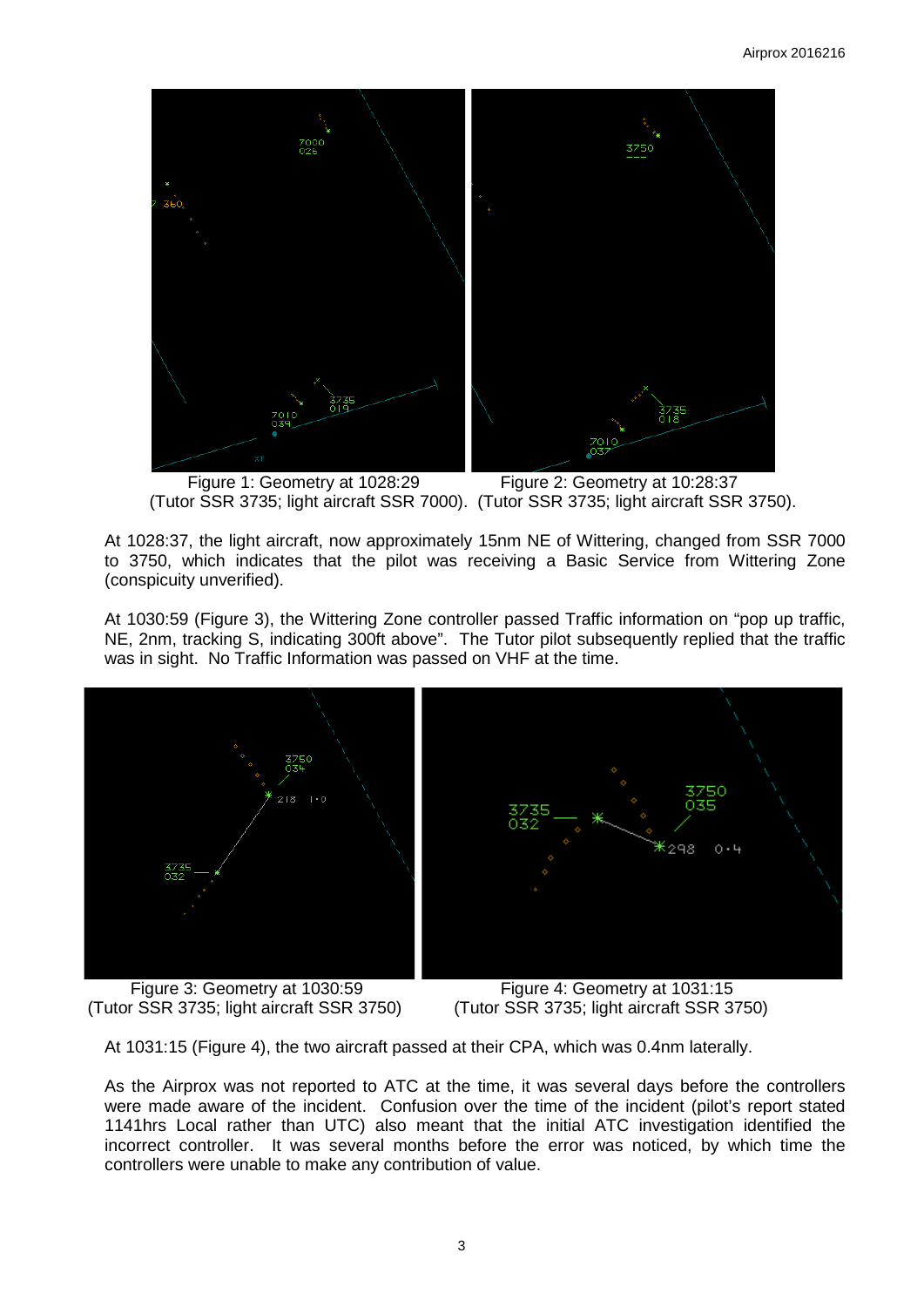Figure 1: Geometry at 1028:29 (Tutor SSR 3735; light aircraft SSR 7000).

Figure 2: Geometry at 10:28:37 (Tutor SSR 3735; light aircraft SSR 3750).

At 1028:37, the light aircraft, now approximately 15nm NE of Wittering, changed from SSR 7000 to 3750, which indicates that the pilot was receiving a Basic Service from Wittering Zone (conspicuity unverified).

At 1030:59 (Figure 3), the Wittering Zone controller passed Traffic information on "pop up traffic, NE, 2nm, tracking S, indicating 300ft above". The Tutor pilot subsequently replied that the traffic was in sight. No Traffic Information was passed on VHF at the time.

Figure 3: Geometry at 1030:59 (Tutor SSR 3735; light aircraft SSR 3750)

Figure 4: Geometry at 1031:15 (Tutor SSR 3735; light aircraft SSR 3750)

At 1031:15 (Figure 4), the two aircraft passed at their CPA, which was 0.4nm laterally.

As the Airprox was not reported to ATC at the time, it was several days before the controllers were made aware of the incident. Confusion over the time of the incident (pilot's report stated 1141hrs Local rather than UTC) also meant that the initial ATC investigation identified the incorrect controller. It was several months before the error was noticed, by which time the controllers were unable to make any contribution of value.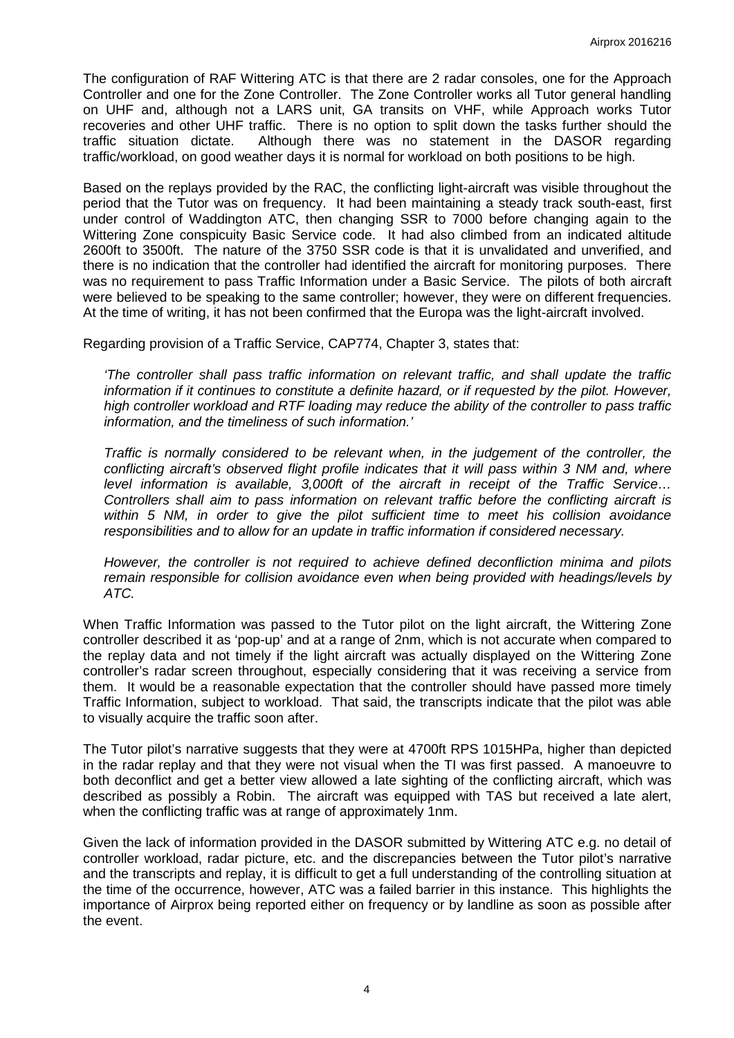The configuration of RAF Wittering ATC is that there are 2 radar consoles, one for the Approach Controller and one for the Zone Controller. The Zone Controller works all Tutor general handling on UHF and, although not a LARS unit, GA transits on VHF, while Approach works Tutor recoveries and other UHF traffic. There is no option to split down the tasks further should the traffic situation dictate. Although there was no statement in the DASOR regarding traffic/workload, on good weather days it is normal for workload on both positions to be high.

Based on the replays provided by the RAC, the conflicting light-aircraft was visible throughout the period that the Tutor was on frequency. It had been maintaining a steady track south-east, first under control of Waddington ATC, then changing SSR to 7000 before changing again to the Wittering Zone conspicuity Basic Service code. It had also climbed from an indicated altitude 2600ft to 3500ft. The nature of the 3750 SSR code is that it is unvalidated and unverified, and there is no indication that the controller had identified the aircraft for monitoring purposes. There was no requirement to pass Traffic Information under a Basic Service. The pilots of both aircraft were believed to be speaking to the same controller; however, they were on different frequencies. At the time of writing, it has not been confirmed that the Europa was the light-aircraft involved.

Regarding provision of a Traffic Service, CAP774, Chapter 3, states that:

*'The controller shall pass traffic information on relevant traffic, and shall update the traffic information if it continues to constitute a definite hazard, or if requested by the pilot. However, high controller workload and RTF loading may reduce the ability of the controller to pass traffic information, and the timeliness of such information.'*

*Traffic is normally considered to be relevant when, in the judgement of the controller, the conflicting aircraft's observed flight profile indicates that it will pass within 3 NM and, where level information is available, 3,000ft of the aircraft in receipt of the Traffic Service… Controllers shall aim to pass information on relevant traffic before the conflicting aircraft is within 5 NM, in order to give the pilot sufficient time to meet his collision avoidance responsibilities and to allow for an update in traffic information if considered necessary.*

*However, the controller is not required to achieve defined deconfliction minima and pilots remain responsible for collision avoidance even when being provided with headings/levels by ATC.*

When Traffic Information was passed to the Tutor pilot on the light aircraft, the Wittering Zone controller described it as 'pop-up' and at a range of 2nm, which is not accurate when compared to the replay data and not timely if the light aircraft was actually displayed on the Wittering Zone controller's radar screen throughout, especially considering that it was receiving a service from them. It would be a reasonable expectation that the controller should have passed more timely Traffic Information, subject to workload. That said, the transcripts indicate that the pilot was able to visually acquire the traffic soon after.

The Tutor pilot's narrative suggests that they were at 4700ft RPS 1015HPa, higher than depicted in the radar replay and that they were not visual when the TI was first passed. A manoeuvre to both deconflict and get a better view allowed a late sighting of the conflicting aircraft, which was described as possibly a Robin. The aircraft was equipped with TAS but received a late alert, when the conflicting traffic was at range of approximately 1nm.

Given the lack of information provided in the DASOR submitted by Wittering ATC e.g. no detail of controller workload, radar picture, etc. and the discrepancies between the Tutor pilot's narrative and the transcripts and replay, it is difficult to get a full understanding of the controlling situation at the time of the occurrence, however, ATC was a failed barrier in this instance. This highlights the importance of Airprox being reported either on frequency or by landline as soon as possible after the event.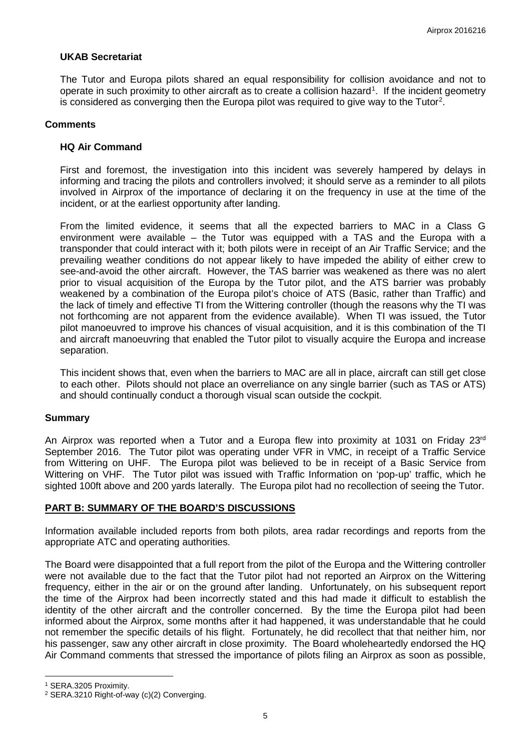### UKAB Secretariat

The Tutor and Europa pilots shared an equal responsibility for collision avoidance and not to operate in such proximity to other aircraft as to create a collision hazard[1]. If the incident geometry is considered as converging then the Europa pilot was required to give way to the Tutor[2].

## Comments

### HQ Air Command

First and foremost, the investigation into this incident was severely hampered by delays in informing and tracing the pilots and controllers involved; it should serve as a reminder to all pilots involved in Airprox of the importance of declaring it on the frequency in use at the time of the incident, or at the earliest opportunity after landing.

From the limited evidence, it seems that all the expected barriers to MAC in a Class G environment were available – the Tutor was equipped with a TAS and the Europa with a transponder that could interact with it; both pilots were in receipt of an Air Traffic Service; and the prevailing weather conditions do not appear likely to have impeded the ability of either crew to see-and-avoid the other aircraft. However, the TAS barrier was weakened as there was no alert prior to visual acquisition of the Europa by the Tutor pilot, and the ATS barrier was probably weakened by a combination of the Europa pilot's choice of ATS (Basic, rather than Traffic) and the lack of timely and effective TI from the Wittering controller (though the reasons why the TI was not forthcoming are not apparent from the evidence available). When TI was issued, the Tutor pilot manoeuvred to improve his chances of visual acquisition, and it is this combination of the TI and aircraft manoeuvring that enabled the Tutor pilot to visually acquire the Europa and increase separation.

This incident shows that, even when the barriers to MAC are all in place, aircraft can still get close to each other. Pilots should not place an overreliance on any single barrier (such as TAS or ATS) and should continually conduct a thorough visual scan outside the cockpit.

## Summary

An Airprox was reported when a Tutor and a Europa flew into proximity at 1031 on Friday 23rd September 2016. The Tutor pilot was operating under VFR in VMC, in receipt of a Traffic Service from Wittering on UHF. The Europa pilot was believed to be in receipt of a Basic Service from Wittering on VHF. The Tutor pilot was issued with Traffic Information on 'pop-up' traffic, which he sighted 100ft above and 200 yards laterally. The Europa pilot had no recollection of seeing the Tutor.

## PART B: SUMMARY OF THE BOARD'S DISCUSSIONS

Information available included reports from both pilots, area radar recordings and reports from the appropriate ATC and operating authorities.

The Board were disappointed that a full report from the pilot of the Europa and the Wittering controller were not available due to the fact that the Tutor pilot had not reported an Airprox on the Wittering frequency, either in the air or on the ground after landing. Unfortunately, on his subsequent report the time of the Airprox had been incorrectly stated and this had made it difficult to establish the identity of the other aircraft and the controller concerned. By the time the Europa pilot had been informed about the Airprox, some months after it had happened, it was understandable that he could not remember the specific details of his flight. Fortunately, he did recollect that that neither him, nor his passenger, saw any other aircraft in close proximity. The Board wholeheartedly endorsed the HQ Air Command comments that stressed the importance of pilots filing an Airprox as soon as possible,

---

[1] SERA.3205 Proximity.

[2] SERA.3210 Right-of-way (c)(2) Converging.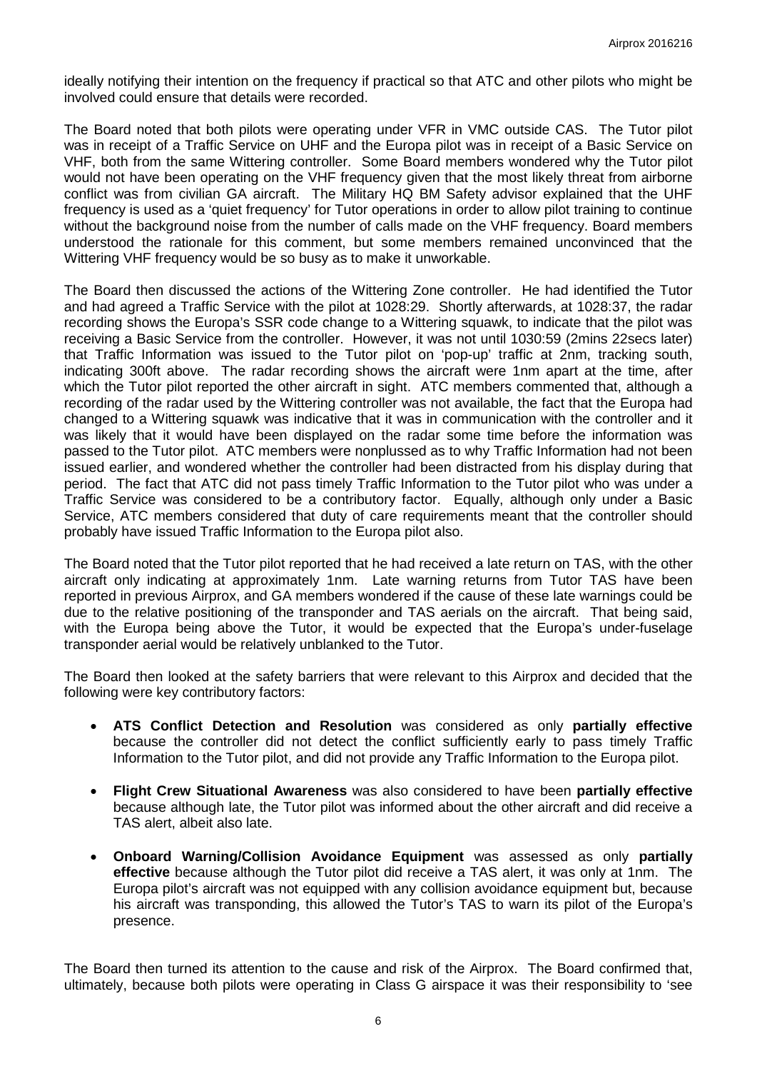ideally notifying their intention on the frequency if practical so that ATC and other pilots who might be involved could ensure that details were recorded.

The Board noted that both pilots were operating under VFR in VMC outside CAS. The Tutor pilot was in receipt of a Traffic Service on UHF and the Europa pilot was in receipt of a Basic Service on VHF, both from the same Wittering controller. Some Board members wondered why the Tutor pilot would not have been operating on the VHF frequency given that the most likely threat from airborne conflict was from civilian GA aircraft. The Military HQ BM Safety advisor explained that the UHF frequency is used as a 'quiet frequency' for Tutor operations in order to allow pilot training to continue without the background noise from the number of calls made on the VHF frequency. Board members understood the rationale for this comment, but some members remained unconvinced that the Wittering VHF frequency would be so busy as to make it unworkable.

The Board then discussed the actions of the Wittering Zone controller. He had identified the Tutor and had agreed a Traffic Service with the pilot at 1028:29. Shortly afterwards, at 1028:37, the radar recording shows the Europa's SSR code change to a Wittering squawk, to indicate that the pilot was receiving a Basic Service from the controller. However, it was not until 1030:59 (2mins 22secs later) that Traffic Information was issued to the Tutor pilot on 'pop-up' traffic at 2nm, tracking south, indicating 300ft above. The radar recording shows the aircraft were 1nm apart at the time, after which the Tutor pilot reported the other aircraft in sight. ATC members commented that, although a recording of the radar used by the Wittering controller was not available, the fact that the Europa had changed to a Wittering squawk was indicative that it was in communication with the controller and it was likely that it would have been displayed on the radar some time before the information was passed to the Tutor pilot. ATC members were nonplussed as to why Traffic Information had not been issued earlier, and wondered whether the controller had been distracted from his display during that period. The fact that ATC did not pass timely Traffic Information to the Tutor pilot who was under a Traffic Service was considered to be a contributory factor. Equally, although only under a Basic Service, ATC members considered that duty of care requirements meant that the controller should probably have issued Traffic Information to the Europa pilot also.

The Board noted that the Tutor pilot reported that he had received a late return on TAS, with the other aircraft only indicating at approximately 1nm. Late warning returns from Tutor TAS have been reported in previous Airprox, and GA members wondered if the cause of these late warnings could be due to the relative positioning of the transponder and TAS aerials on the aircraft. That being said, with the Europa being above the Tutor, it would be expected that the Europa's under-fuselage transponder aerial would be relatively unblanked to the Tutor.

The Board then looked at the safety barriers that were relevant to this Airprox and decided that the following were key contributory factors:

- **ATS Conflict Detection and Resolution** was considered as only **partially effective** because the controller did not detect the conflict sufficiently early to pass timely Traffic Information to the Tutor pilot, and did not provide any Traffic Information to the Europa pilot.
- **Flight Crew Situational Awareness** was also considered to have been **partially effective** because although late, the Tutor pilot was informed about the other aircraft and did receive a TAS alert, albeit also late.
- **Onboard Warning/Collision Avoidance Equipment** was assessed as only **partially effective** because although the Tutor pilot did receive a TAS alert, it was only at 1nm. The Europa pilot's aircraft was not equipped with any collision avoidance equipment but, because his aircraft was transponding, this allowed the Tutor's TAS to warn its pilot of the Europa's presence.

The Board then turned its attention to the cause and risk of the Airprox. The Board confirmed that, ultimately, because both pilots were operating in Class G airspace it was their responsibility to 'see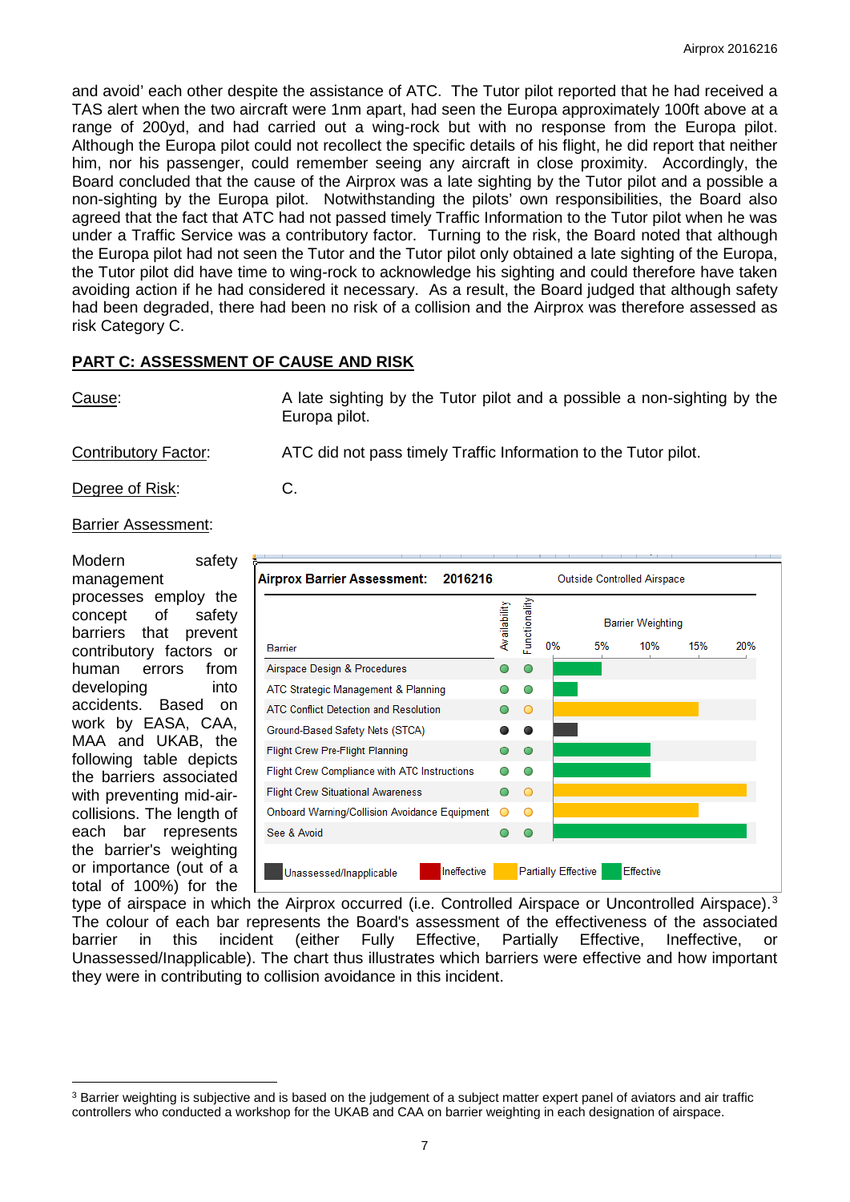and avoid' each other despite the assistance of ATC. The Tutor pilot reported that he had received a TAS alert when the two aircraft were 1nm apart, had seen the Europa approximately 100ft above at a range of 200yd, and had carried out a wing-rock but with no response from the Europa pilot. Although the Europa pilot could not recollect the specific details of his flight, he did report that neither him, nor his passenger, could remember seeing any aircraft in close proximity. Accordingly, the Board concluded that the cause of the Airprox was a late sighting by the Tutor pilot and a possible a non-sighting by the Europa pilot. Notwithstanding the pilots' own responsibilities, the Board also agreed that the fact that ATC had not passed timely Traffic Information to the Tutor pilot when he was under a Traffic Service was a contributory factor. Turning to the risk, the Board noted that although the Europa pilot had not seen the Tutor and the Tutor pilot only obtained a late sighting of the Europa, the Tutor pilot did have time to wing-rock to acknowledge his sighting and could therefore have taken avoiding action if he had considered it necessary. As a result, the Board judged that although safety had been degraded, there had been no risk of a collision and the Airprox was therefore assessed as risk Category C.

## PART C: ASSESSMENT OF CAUSE AND RISK

Cause: A late sighting by the Tutor pilot and a possible a non-sighting by the Europa pilot.

Contributory Factor: ATC did not pass timely Traffic Information to the Tutor pilot.

Degree of Risk: C.

Barrier Assessment:

Modern safety management processes employ the concept of safety barriers that prevent contributory factors or human errors from developing into accidents. Based on work by EASA, CAA, MAA and UKAB, the following table depicts the barriers associated with preventing mid-air-collisions. The length of each bar represents the barrier's weighting or importance (out of a total of 100%) for the type of airspace in which the Airprox occurred (i.e. Controlled Airspace or Uncontrolled Airspace).[3] The colour of each bar represents the Board's assessment of the effectiveness of the associated barrier in this incident (either Fully Effective, Partially Effective, Ineffective, or Unassessed/Inapplicable). The chart thus illustrates which barriers were effective and how important they were in contributing to collision avoidance in this incident.

Airprox Barrier Assessment: 2016216
Outside Controlled Airspace
Barrier
Availability
Functionality
Barrier Weighting
0% 5% 10% 15% 20%
Airspace Design & Procedures
ATC Strategic Management & Planning
ATC Conflict Detection and Resolution
Ground-Based Safety Nets (STCA)
Flight Crew Pre-Flight Planning
Flight Crew Compliance with ATC Instructions
Flight Crew Situational Awareness
Onboard Warning/Collision Avoidance Equipment
See & Avoid
Unassessed/Inapplicable
Ineffective
Partially Effective
Effective

---

[3] Barrier weighting is subjective and is based on the judgement of a subject matter expert panel of aviators and air traffic controllers who conducted a workshop for the UKAB and CAA on barrier weighting in each designation of airspace.